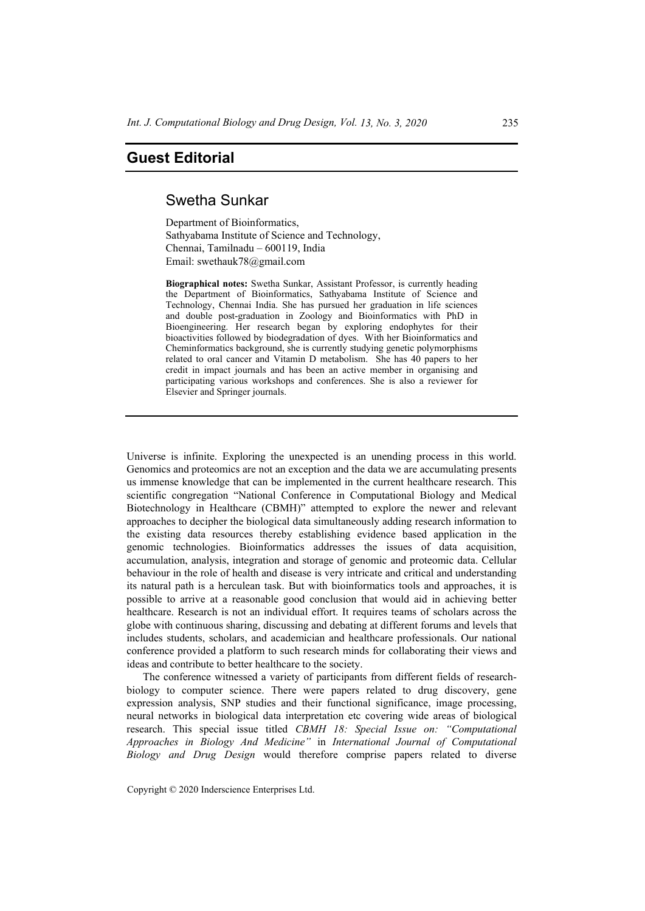# Guest Editorial

## Swetha Sunkar

Department of Bioinformatics,
Sathyabama Institute of Science and Technology,
Chennai, Tamilnadu – 600119, India
Email: swethauk78@gmail.com

**Biographical notes:** Swetha Sunkar, Assistant Professor, is currently heading the Department of Bioinformatics, Sathyabama Institute of Science and Technology, Chennai India. She has pursued her graduation in life sciences and double post-graduation in Zoology and Bioinformatics with PhD in Bioengineering. Her research began by exploring endophytes for their bioactivities followed by biodegradation of dyes. With her Bioinformatics and Cheminformatics background, she is currently studying genetic polymorphisms related to oral cancer and Vitamin D metabolism. She has 40 papers to her credit in impact journals and has been an active member in organising and participating various workshops and conferences. She is also a reviewer for Elsevier and Springer journals.

---

Universe is infinite. Exploring the unexpected is an unending process in this world. Genomics and proteomics are not an exception and the data we are accumulating presents us immense knowledge that can be implemented in the current healthcare research. This scientific congregation "National Conference in Computational Biology and Medical Biotechnology in Healthcare (CBMH)" attempted to explore the newer and relevant approaches to decipher the biological data simultaneously adding research information to the existing data resources thereby establishing evidence based application in the genomic technologies. Bioinformatics addresses the issues of data acquisition, accumulation, analysis, integration and storage of genomic and proteomic data. Cellular behaviour in the role of health and disease is very intricate and critical and understanding its natural path is a herculean task. But with bioinformatics tools and approaches, it is possible to arrive at a reasonable good conclusion that would aid in achieving better healthcare. Research is not an individual effort. It requires teams of scholars across the globe with continuous sharing, discussing and debating at different forums and levels that includes students, scholars, and academician and healthcare professionals. Our national conference provided a platform to such research minds for collaborating their views and ideas and contribute to better healthcare to the society.

The conference witnessed a variety of participants from different fields of research-biology to computer science. There were papers related to drug discovery, gene expression analysis, SNP studies and their functional significance, image processing, neural networks in biological data interpretation etc covering wide areas of biological research. This special issue titled *CBMH 18: Special Issue on: "Computational Approaches in Biology And Medicine"* in *International Journal of Computational Biology and Drug Design* would therefore comprise papers related to diverse

Copyright © 2020 Inderscience Enterprises Ltd.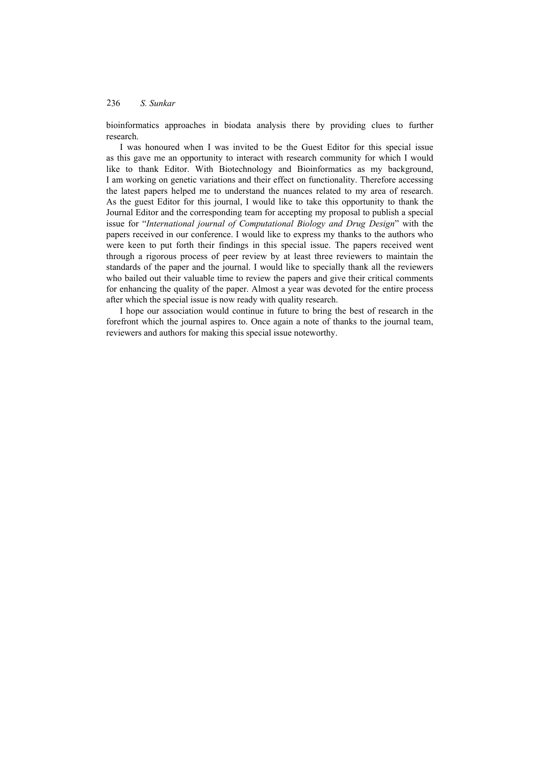bioinformatics approaches in biodata analysis there by providing clues to further research.

I was honoured when I was invited to be the Guest Editor for this special issue as this gave me an opportunity to interact with research community for which I would like to thank Editor. With Biotechnology and Bioinformatics as my background, I am working on genetic variations and their effect on functionality. Therefore accessing the latest papers helped me to understand the nuances related to my area of research. As the guest Editor for this journal, I would like to take this opportunity to thank the Journal Editor and the corresponding team for accepting my proposal to publish a special issue for "*International journal of Computational Biology and Drug Design*" with the papers received in our conference. I would like to express my thanks to the authors who were keen to put forth their findings in this special issue. The papers received went through a rigorous process of peer review by at least three reviewers to maintain the standards of the paper and the journal. I would like to specially thank all the reviewers who bailed out their valuable time to review the papers and give their critical comments for enhancing the quality of the paper. Almost a year was devoted for the entire process after which the special issue is now ready with quality research.

I hope our association would continue in future to bring the best of research in the forefront which the journal aspires to. Once again a note of thanks to the journal team, reviewers and authors for making this special issue noteworthy.